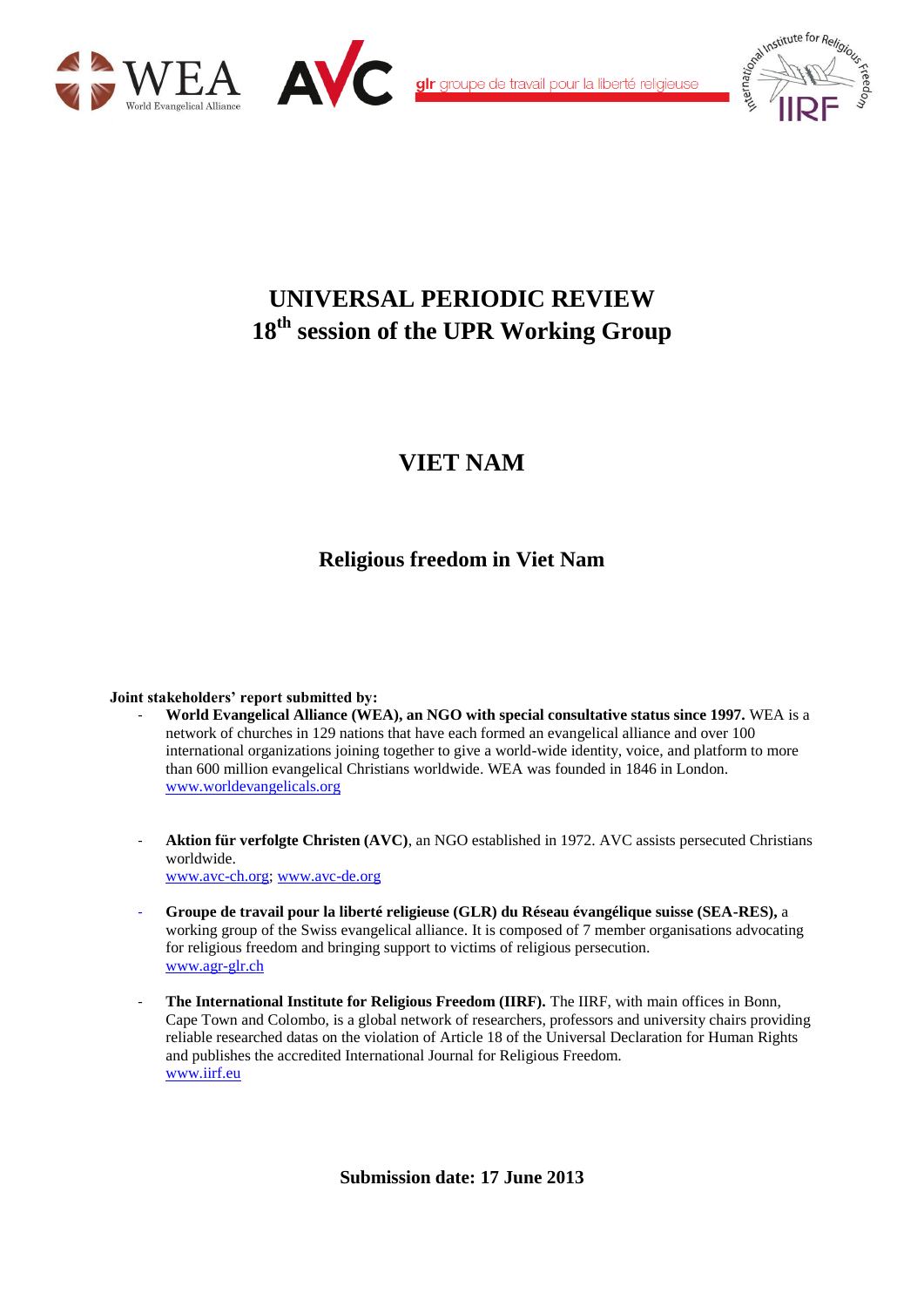WEA World Evangelical Alliance — AVC — glr groupe de travail pour la liberté religieuse — International Institute for Religious Freedom IIRF

# UNIVERSAL PERIODIC REVIEW
# 18th session of the UPR Working Group

# VIET NAM

## Religious freedom in Viet Nam

**Joint stakeholders' report submitted by:**

- **World Evangelical Alliance (WEA), an NGO with special consultative status since 1997.** WEA is a network of churches in 129 nations that have each formed an evangelical alliance and over 100 international organizations joining together to give a world-wide identity, voice, and platform to more than 600 million evangelical Christians worldwide. WEA was founded in 1846 in London. www.worldevangelicals.org

- **Aktion für verfolgte Christen (AVC)**, an NGO established in 1972. AVC assists persecuted Christians worldwide.
  www.avc-ch.org; www.avc-de.org

- **Groupe de travail pour la liberté religieuse (GLR) du Réseau évangélique suisse (SEA-RES),** a working group of the Swiss evangelical alliance. It is composed of 7 member organisations advocating for religious freedom and bringing support to victims of religious persecution.
  www.agr-glr.ch

- **The International Institute for Religious Freedom (IIRF).** The IIRF, with main offices in Bonn, Cape Town and Colombo, is a global network of researchers, professors and university chairs providing reliable researched datas on the violation of Article 18 of the Universal Declaration for Human Rights and publishes the accredited International Journal for Religious Freedom.
  www.iirf.eu

**Submission date: 17 June 2013**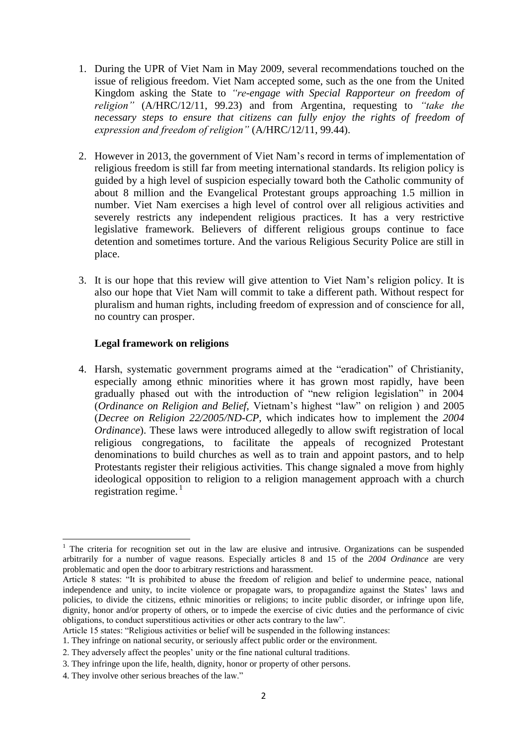1. During the UPR of Viet Nam in May 2009, several recommendations touched on the issue of religious freedom. Viet Nam accepted some, such as the one from the United Kingdom asking the State to *"re-engage with Special Rapporteur on freedom of religion"* (A/HRC/12/11, 99.23) and from Argentina, requesting to *"take the necessary steps to ensure that citizens can fully enjoy the rights of freedom of expression and freedom of religion"* (A/HRC/12/11, 99.44).

2. However in 2013, the government of Viet Nam's record in terms of implementation of religious freedom is still far from meeting international standards. Its religion policy is guided by a high level of suspicion especially toward both the Catholic community of about 8 million and the Evangelical Protestant groups approaching 1.5 million in number. Viet Nam exercises a high level of control over all religious activities and severely restricts any independent religious practices. It has a very restrictive legislative framework. Believers of different religious groups continue to face detention and sometimes torture. And the various Religious Security Police are still in place.

3. It is our hope that this review will give attention to Viet Nam's religion policy. It is also our hope that Viet Nam will commit to take a different path. Without respect for pluralism and human rights, including freedom of expression and of conscience for all, no country can prosper.

**Legal framework on religions**

4. Harsh, systematic government programs aimed at the "eradication" of Christianity, especially among ethnic minorities where it has grown most rapidly, have been gradually phased out with the introduction of "new religion legislation" in 2004 (*Ordinance on Religion and Belief*, Vietnam's highest "law" on religion ) and 2005 (*Decree on Religion 22/2005/ND-CP,* which indicates how to implement the *2004 Ordinance*). These laws were introduced allegedly to allow swift registration of local religious congregations, to facilitate the appeals of recognized Protestant denominations to build churches as well as to train and appoint pastors, and to help Protestants register their religious activities. This change signaled a move from highly ideological opposition to religion to a religion management approach with a church registration regime.[1]

---

[1] The criteria for recognition set out in the law are elusive and intrusive. Organizations can be suspended arbitrarily for a number of vague reasons. Especially articles 8 and 15 of the *2004 Ordinance* are very problematic and open the door to arbitrary restrictions and harassment.

Article 8 states: "It is prohibited to abuse the freedom of religion and belief to undermine peace, national independence and unity, to incite violence or propagate wars, to propagandize against the States' laws and policies, to divide the citizens, ethnic minorities or religions; to incite public disorder, or infringe upon life, dignity, honor and/or property of others, or to impede the exercise of civic duties and the performance of civic obligations, to conduct superstitious activities or other acts contrary to the law".

Article 15 states: "Religious activities or belief will be suspended in the following instances:

1. They infringe on national security, or seriously affect public order or the environment.
2. They adversely affect the peoples' unity or the fine national cultural traditions.
3. They infringe upon the life, health, dignity, honor or property of other persons.
4. They involve other serious breaches of the law."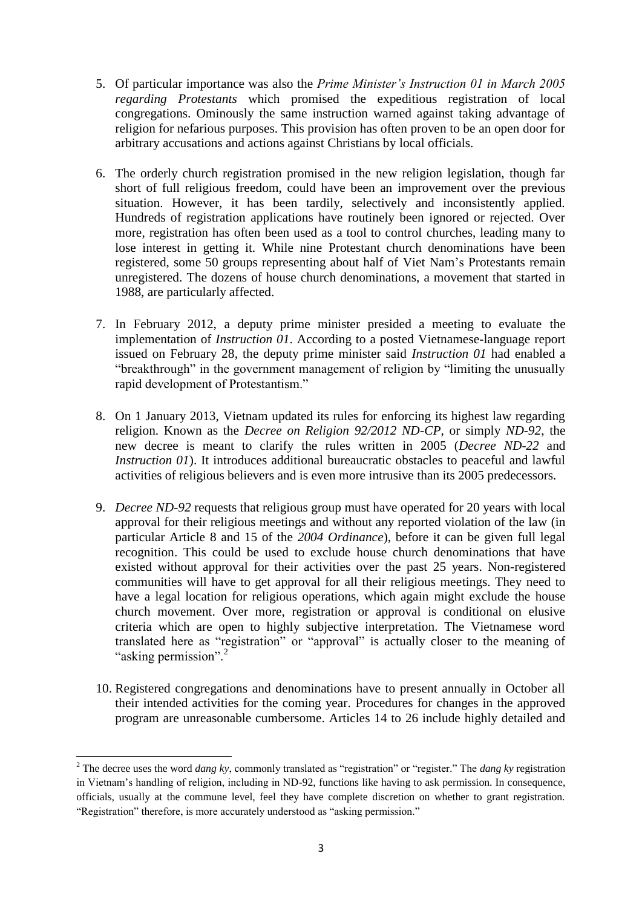5. Of particular importance was also the *Prime Minister's Instruction 01 in March 2005 regarding Protestants* which promised the expeditious registration of local congregations. Ominously the same instruction warned against taking advantage of religion for nefarious purposes. This provision has often proven to be an open door for arbitrary accusations and actions against Christians by local officials.

6. The orderly church registration promised in the new religion legislation, though far short of full religious freedom, could have been an improvement over the previous situation. However, it has been tardily, selectively and inconsistently applied. Hundreds of registration applications have routinely been ignored or rejected. Over more, registration has often been used as a tool to control churches, leading many to lose interest in getting it. While nine Protestant church denominations have been registered, some 50 groups representing about half of Viet Nam's Protestants remain unregistered. The dozens of house church denominations, a movement that started in 1988, are particularly affected.

7. In February 2012, a deputy prime minister presided a meeting to evaluate the implementation of *Instruction 01*. According to a posted Vietnamese-language report issued on February 28, the deputy prime minister said *Instruction 01* had enabled a "breakthrough" in the government management of religion by "limiting the unusually rapid development of Protestantism."

8. On 1 January 2013, Vietnam updated its rules for enforcing its highest law regarding religion. Known as the *Decree on Religion 92/2012 ND-CP*, or simply *ND-92*, the new decree is meant to clarify the rules written in 2005 (*Decree ND-22* and *Instruction 01*). It introduces additional bureaucratic obstacles to peaceful and lawful activities of religious believers and is even more intrusive than its 2005 predecessors.

9. *Decree ND-92* requests that religious group must have operated for 20 years with local approval for their religious meetings and without any reported violation of the law (in particular Article 8 and 15 of the *2004 Ordinance*), before it can be given full legal recognition. This could be used to exclude house church denominations that have existed without approval for their activities over the past 25 years. Non-registered communities will have to get approval for all their religious meetings. They need to have a legal location for religious operations, which again might exclude the house church movement. Over more, registration or approval is conditional on elusive criteria which are open to highly subjective interpretation. The Vietnamese word translated here as "registration" or "approval" is actually closer to the meaning of "asking permission".[2]

10. Registered congregations and denominations have to present annually in October all their intended activities for the coming year. Procedures for changes in the approved program are unreasonable cumbersome. Articles 14 to 26 include highly detailed and

---

[2] The decree uses the word *dang ky*, commonly translated as "registration" or "register." The *dang ky* registration in Vietnam's handling of religion, including in ND-92, functions like having to ask permission. In consequence, officials, usually at the commune level, feel they have complete discretion on whether to grant registration. "Registration" therefore, is more accurately understood as "asking permission."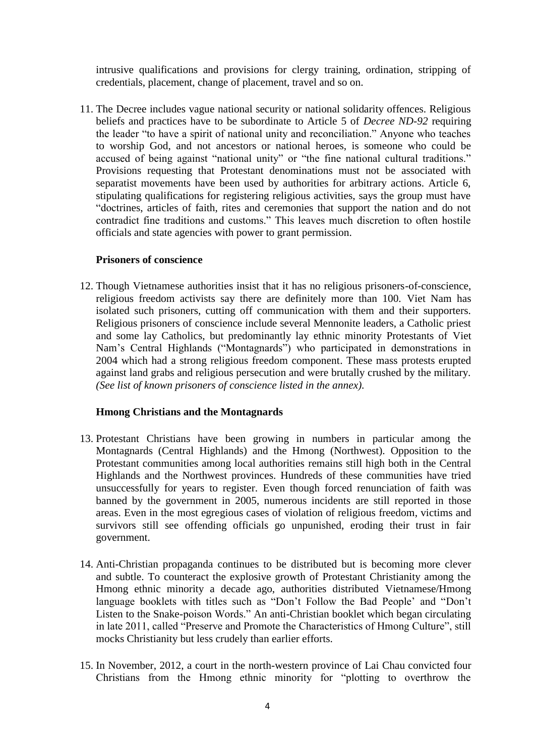intrusive qualifications and provisions for clergy training, ordination, stripping of credentials, placement, change of placement, travel and so on.

11. The Decree includes vague national security or national solidarity offences. Religious beliefs and practices have to be subordinate to Article 5 of *Decree ND-92* requiring the leader "to have a spirit of national unity and reconciliation." Anyone who teaches to worship God, and not ancestors or national heroes, is someone who could be accused of being against "national unity" or "the fine national cultural traditions." Provisions requesting that Protestant denominations must not be associated with separatist movements have been used by authorities for arbitrary actions. Article 6, stipulating qualifications for registering religious activities, says the group must have "doctrines, articles of faith, rites and ceremonies that support the nation and do not contradict fine traditions and customs." This leaves much discretion to often hostile officials and state agencies with power to grant permission.

**Prisoners of conscience**

12. Though Vietnamese authorities insist that it has no religious prisoners-of-conscience, religious freedom activists say there are definitely more than 100. Viet Nam has isolated such prisoners, cutting off communication with them and their supporters. Religious prisoners of conscience include several Mennonite leaders, a Catholic priest and some lay Catholics, but predominantly lay ethnic minority Protestants of Viet Nam's Central Highlands ("Montagnards") who participated in demonstrations in 2004 which had a strong religious freedom component. These mass protests erupted against land grabs and religious persecution and were brutally crushed by the military. *(See list of known prisoners of conscience listed in the annex).*

**Hmong Christians and the Montagnards**

13. Protestant Christians have been growing in numbers in particular among the Montagnards (Central Highlands) and the Hmong (Northwest). Opposition to the Protestant communities among local authorities remains still high both in the Central Highlands and the Northwest provinces. Hundreds of these communities have tried unsuccessfully for years to register. Even though forced renunciation of faith was banned by the government in 2005, numerous incidents are still reported in those areas. Even in the most egregious cases of violation of religious freedom, victims and survivors still see offending officials go unpunished, eroding their trust in fair government.

14. Anti-Christian propaganda continues to be distributed but is becoming more clever and subtle. To counteract the explosive growth of Protestant Christianity among the Hmong ethnic minority a decade ago, authorities distributed Vietnamese/Hmong language booklets with titles such as "Don't Follow the Bad People' and "Don't Listen to the Snake-poison Words." An anti-Christian booklet which began circulating in late 2011, called "Preserve and Promote the Characteristics of Hmong Culture", still mocks Christianity but less crudely than earlier efforts.

15. In November, 2012, a court in the north-western province of Lai Chau convicted four Christians from the Hmong ethnic minority for "plotting to overthrow the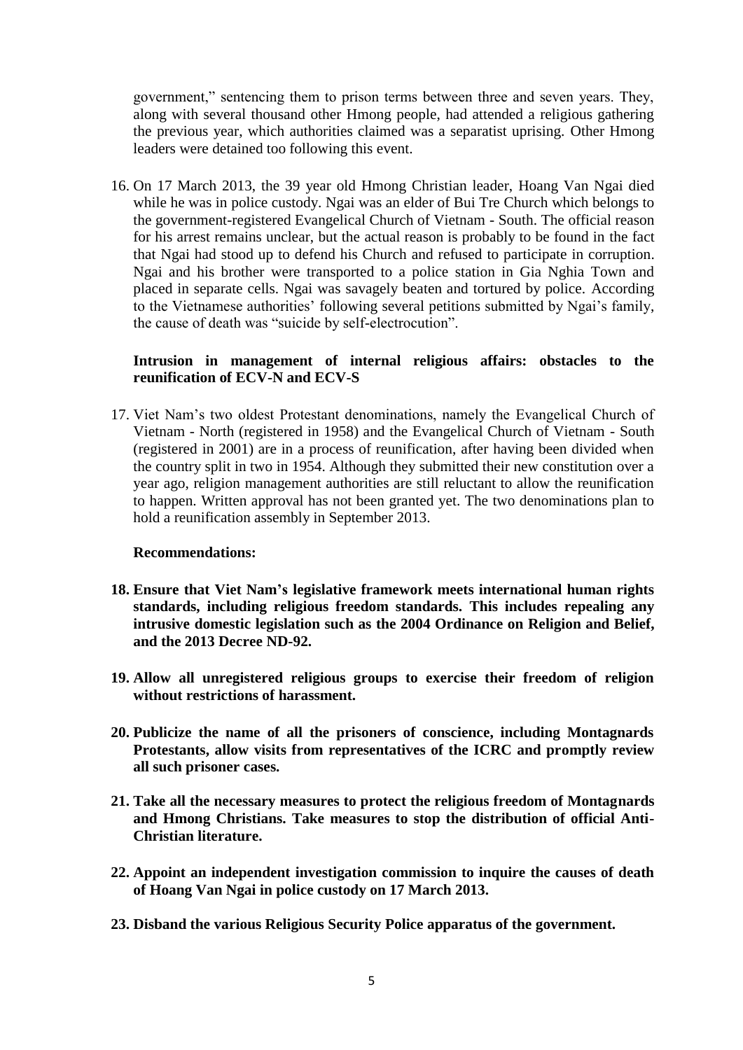government," sentencing them to prison terms between three and seven years. They, along with several thousand other Hmong people, had attended a religious gathering the previous year, which authorities claimed was a separatist uprising. Other Hmong leaders were detained too following this event.

16. On 17 March 2013, the 39 year old Hmong Christian leader, Hoang Van Ngai died while he was in police custody. Ngai was an elder of Bui Tre Church which belongs to the government-registered Evangelical Church of Vietnam - South. The official reason for his arrest remains unclear, but the actual reason is probably to be found in the fact that Ngai had stood up to defend his Church and refused to participate in corruption. Ngai and his brother were transported to a police station in Gia Nghia Town and placed in separate cells. Ngai was savagely beaten and tortured by police. According to the Vietnamese authorities' following several petitions submitted by Ngai's family, the cause of death was "suicide by self-electrocution".

**Intrusion in management of internal religious affairs: obstacles to the reunification of ECV-N and ECV-S**

17. Viet Nam's two oldest Protestant denominations, namely the Evangelical Church of Vietnam - North (registered in 1958) and the Evangelical Church of Vietnam - South (registered in 2001) are in a process of reunification, after having been divided when the country split in two in 1954. Although they submitted their new constitution over a year ago, religion management authorities are still reluctant to allow the reunification to happen. Written approval has not been granted yet. The two denominations plan to hold a reunification assembly in September 2013.

**Recommendations:**

18. **Ensure that Viet Nam's legislative framework meets international human rights standards, including religious freedom standards. This includes repealing any intrusive domestic legislation such as the 2004 Ordinance on Religion and Belief, and the 2013 Decree ND-92.**

19. **Allow all unregistered religious groups to exercise their freedom of religion without restrictions of harassment.**

20. **Publicize the name of all the prisoners of conscience, including Montagnards Protestants, allow visits from representatives of the ICRC and promptly review all such prisoner cases.**

21. **Take all the necessary measures to protect the religious freedom of Montagnards and Hmong Christians. Take measures to stop the distribution of official Anti-Christian literature.**

22. **Appoint an independent investigation commission to inquire the causes of death of Hoang Van Ngai in police custody on 17 March 2013.**

23. **Disband the various Religious Security Police apparatus of the government.**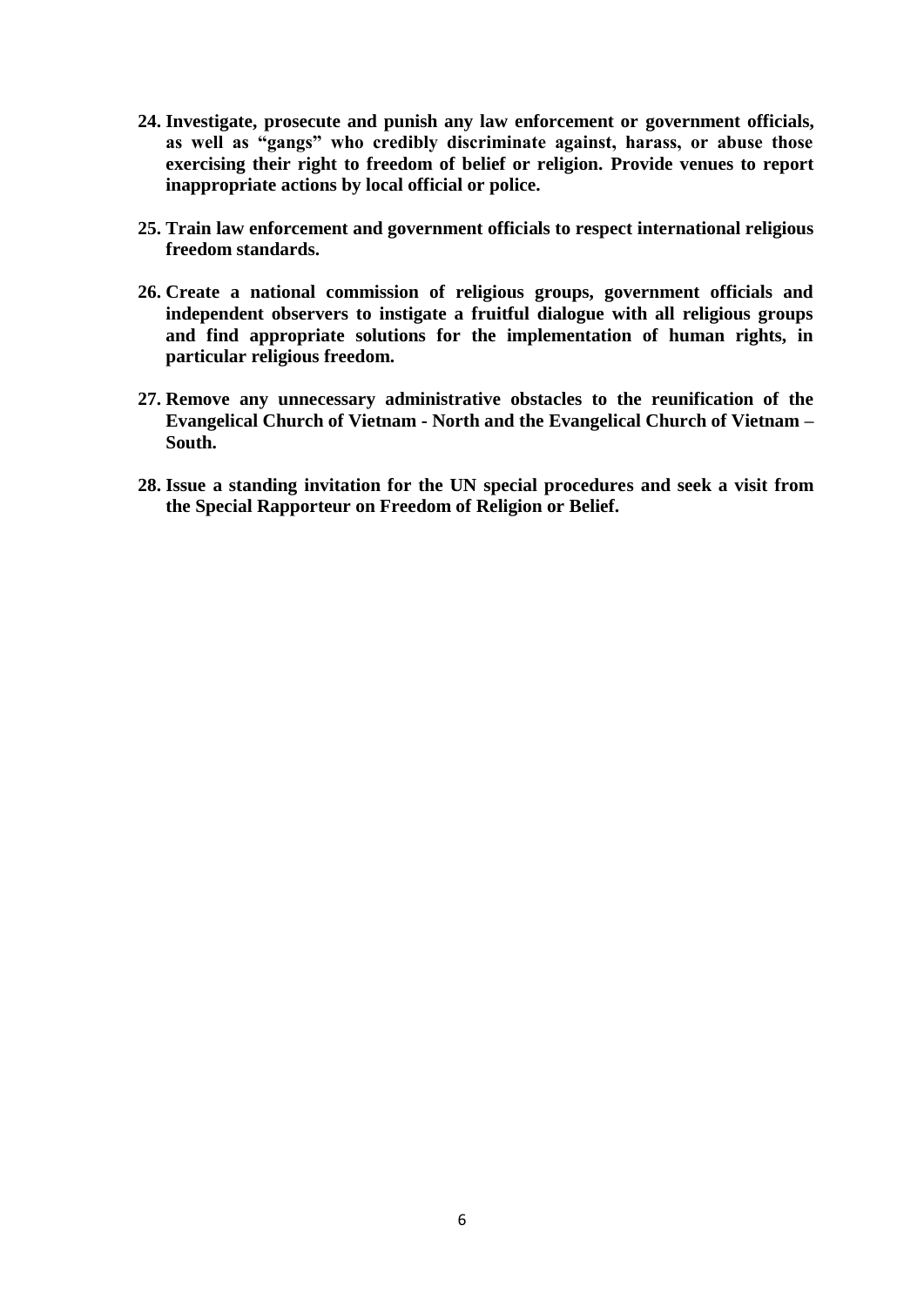24. **Investigate, prosecute and punish any law enforcement or government officials, as well as "gangs" who credibly discriminate against, harass, or abuse those exercising their right to freedom of belief or religion. Provide venues to report inappropriate actions by local official or police.**

25. **Train law enforcement and government officials to respect international religious freedom standards.**

26. **Create a national commission of religious groups, government officials and independent observers to instigate a fruitful dialogue with all religious groups and find appropriate solutions for the implementation of human rights, in particular religious freedom.**

27. **Remove any unnecessary administrative obstacles to the reunification of the Evangelical Church of Vietnam - North and the Evangelical Church of Vietnam – South.**

28. **Issue a standing invitation for the UN special procedures and seek a visit from the Special Rapporteur on Freedom of Religion or Belief.**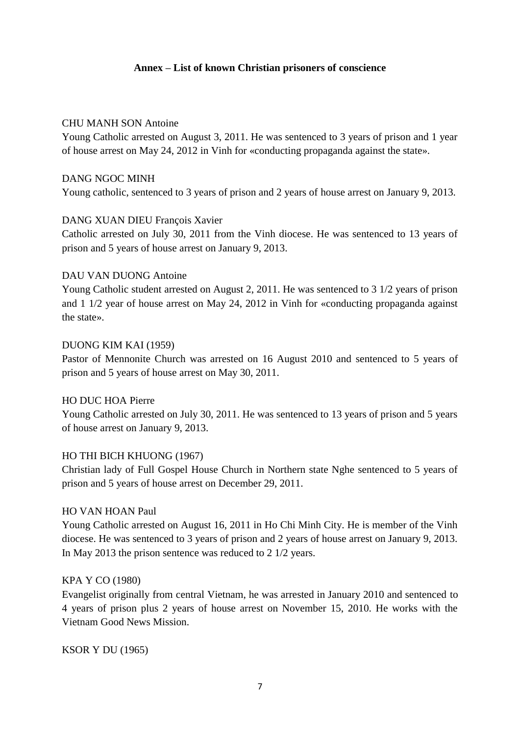**Annex – List of known Christian prisoners of conscience**

CHU MANH SON Antoine
Young Catholic arrested on August 3, 2011. He was sentenced to 3 years of prison and 1 year of house arrest on May 24, 2012 in Vinh for «conducting propaganda against the state».

DANG NGOC MINH
Young catholic, sentenced to 3 years of prison and 2 years of house arrest on January 9, 2013.

DANG XUAN DIEU François Xavier
Catholic arrested on July 30, 2011 from the Vinh diocese. He was sentenced to 13 years of prison and 5 years of house arrest on January 9, 2013.

DAU VAN DUONG Antoine
Young Catholic student arrested on August 2, 2011. He was sentenced to 3 1/2 years of prison and 1 1/2 year of house arrest on May 24, 2012 in Vinh for «conducting propaganda against the state».

DUONG KIM KAI (1959)
Pastor of Mennonite Church was arrested on 16 August 2010 and sentenced to 5 years of prison and 5 years of house arrest on May 30, 2011.

HO DUC HOA Pierre
Young Catholic arrested on July 30, 2011. He was sentenced to 13 years of prison and 5 years of house arrest on January 9, 2013.

HO THI BICH KHUONG (1967)
Christian lady of Full Gospel House Church in Northern state Nghe sentenced to 5 years of prison and 5 years of house arrest on December 29, 2011.

HO VAN HOAN Paul
Young Catholic arrested on August 16, 2011 in Ho Chi Minh City. He is member of the Vinh diocese. He was sentenced to 3 years of prison and 2 years of house arrest on January 9, 2013. In May 2013 the prison sentence was reduced to 2 1/2 years.

KPA Y CO (1980)
Evangelist originally from central Vietnam, he was arrested in January 2010 and sentenced to 4 years of prison plus 2 years of house arrest on November 15, 2010. He works with the Vietnam Good News Mission.

KSOR Y DU (1965)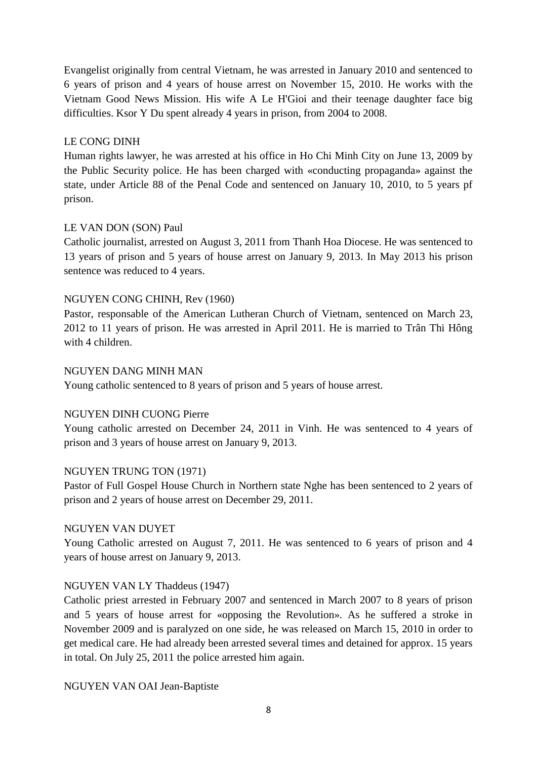Evangelist originally from central Vietnam, he was arrested in January 2010 and sentenced to 6 years of prison and 4 years of house arrest on November 15, 2010. He works with the Vietnam Good News Mission. His wife A Le H'Gioi and their teenage daughter face big difficulties. Ksor Y Du spent already 4 years in prison, from 2004 to 2008.

LE CONG DINH

Human rights lawyer, he was arrested at his office in Ho Chi Minh City on June 13, 2009 by the Public Security police. He has been charged with «conducting propaganda» against the state, under Article 88 of the Penal Code and sentenced on January 10, 2010, to 5 years pf prison.

LE VAN DON (SON) Paul

Catholic journalist, arrested on August 3, 2011 from Thanh Hoa Diocese. He was sentenced to 13 years of prison and 5 years of house arrest on January 9, 2013. In May 2013 his prison sentence was reduced to 4 years.

NGUYEN CONG CHINH, Rev (1960)

Pastor, responsable of the American Lutheran Church of Vietnam, sentenced on March 23, 2012 to 11 years of prison. He was arrested in April 2011. He is married to Trân Thi Hông with 4 children.

NGUYEN DANG MINH MAN

Young catholic sentenced to 8 years of prison and 5 years of house arrest.

NGUYEN DINH CUONG Pierre

Young catholic arrested on December 24, 2011 in Vinh. He was sentenced to 4 years of prison and 3 years of house arrest on January 9, 2013.

NGUYEN TRUNG TON (1971)

Pastor of Full Gospel House Church in Northern state Nghe has been sentenced to 2 years of prison and 2 years of house arrest on December 29, 2011.

NGUYEN VAN DUYET

Young Catholic arrested on August 7, 2011. He was sentenced to 6 years of prison and 4 years of house arrest on January 9, 2013.

NGUYEN VAN LY Thaddeus (1947)

Catholic priest arrested in February 2007 and sentenced in March 2007 to 8 years of prison and 5 years of house arrest for «opposing the Revolution». As he suffered a stroke in November 2009 and is paralyzed on one side, he was released on March 15, 2010 in order to get medical care. He had already been arrested several times and detained for approx. 15 years in total. On July 25, 2011 the police arrested him again.

NGUYEN VAN OAI Jean-Baptiste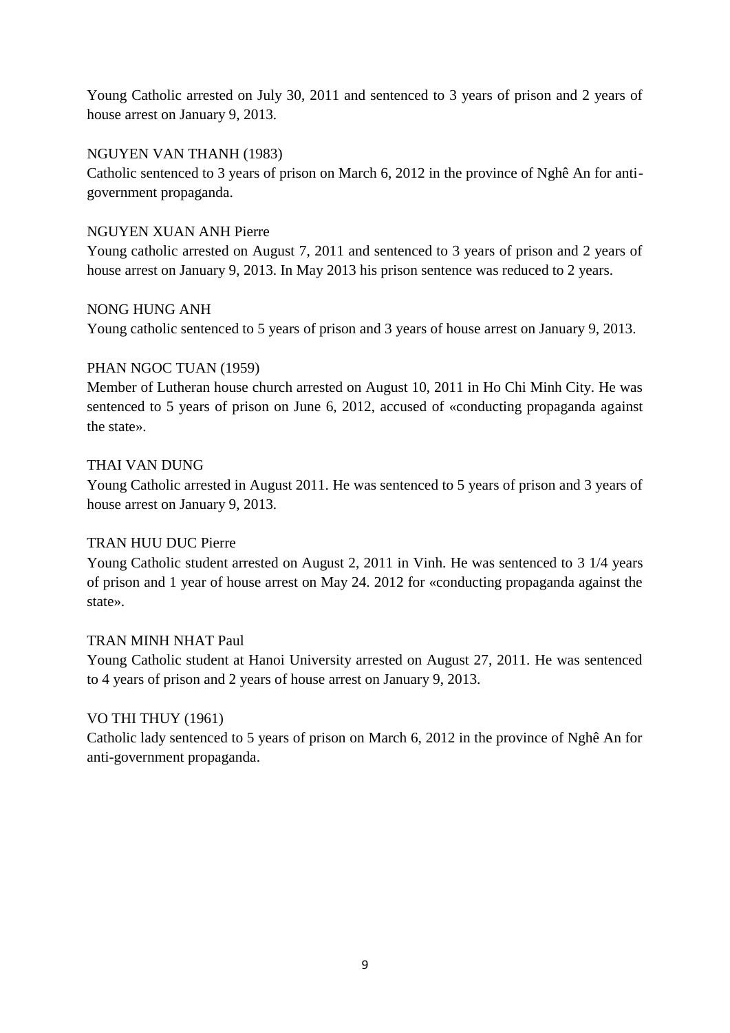Young Catholic arrested on July 30, 2011 and sentenced to 3 years of prison and 2 years of house arrest on January 9, 2013.

NGUYEN VAN THANH (1983)
Catholic sentenced to 3 years of prison on March 6, 2012 in the province of Nghê An for anti-government propaganda.

NGUYEN XUAN ANH Pierre
Young catholic arrested on August 7, 2011 and sentenced to 3 years of prison and 2 years of house arrest on January 9, 2013. In May 2013 his prison sentence was reduced to 2 years.

NONG HUNG ANH
Young catholic sentenced to 5 years of prison and 3 years of house arrest on January 9, 2013.

PHAN NGOC TUAN (1959)
Member of Lutheran house church arrested on August 10, 2011 in Ho Chi Minh City. He was sentenced to 5 years of prison on June 6, 2012, accused of «conducting propaganda against the state».

THAI VAN DUNG
Young Catholic arrested in August 2011. He was sentenced to 5 years of prison and 3 years of house arrest on January 9, 2013.

TRAN HUU DUC Pierre
Young Catholic student arrested on August 2, 2011 in Vinh. He was sentenced to 3 1/4 years of prison and 1 year of house arrest on May 24. 2012 for «conducting propaganda against the state».

TRAN MINH NHAT Paul
Young Catholic student at Hanoi University arrested on August 27, 2011. He was sentenced to 4 years of prison and 2 years of house arrest on January 9, 2013.

VO THI THUY (1961)
Catholic lady sentenced to 5 years of prison on March 6, 2012 in the province of Nghê An for anti-government propaganda.